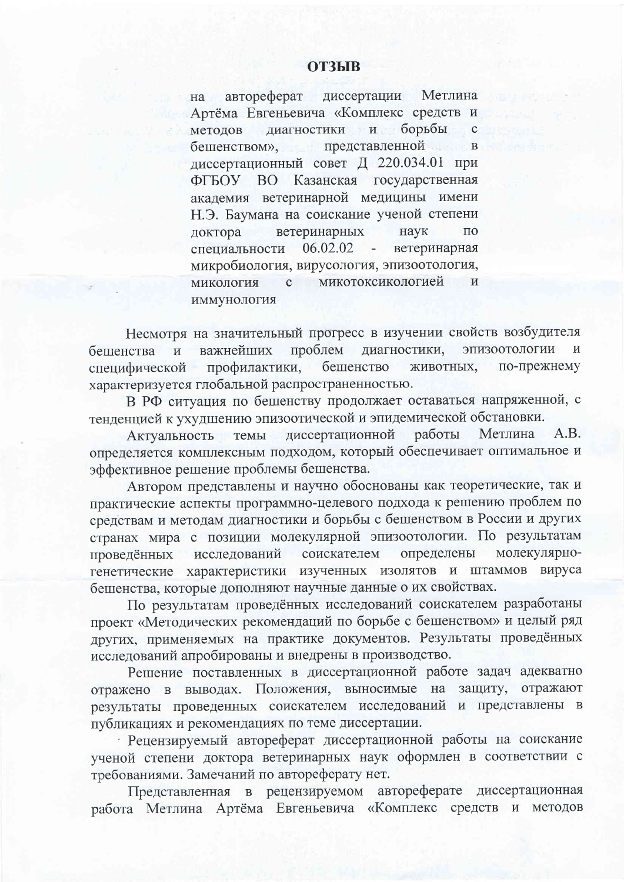# ОТЗЫВ

на автореферат диссертации Метлина Артёма Евгеньевича «Комплекс средств и методов диагностики и борьбы с бешенством», представленной в диссертационный совет Д 220.034.01 при ФГБОУ ВО Казанская государственная академия ветеринарной медицины имени Н.Э. Баумана на соискание ученой степени доктора ветеринарных наук по специальности 06.02.02 - ветеринарная микробиология, вирусология, эпизоотология, микология с микотоксикологией и иммунология

Несмотря на значительный прогресс в изучении свойств возбудителя бешенства и важнейших проблем диагностики, эпизоотологии и специфической профилактики, бешенство животных, по-прежнему характеризуется глобальной распространенностью.

В РФ ситуация по бешенству продолжает оставаться напряженной, с тенденцией к ухудшению эпизоотической и эпидемической обстановки.

Актуальность темы диссертационной работы Метлина А.В. определяется комплексным подходом, который обеспечивает оптимальное и эффективное решение проблемы бешенства.

Автором представлены и научно обоснованы как теоретические, так и практические аспекты программно-целевого подхода к решению проблем по средствам и методам диагностики и борьбы с бешенством в России и других странах мира с позиции молекулярной эпизоотологии. По результатам проведённых исследований соискателем определены молекулярно-генетические характеристики изученных изолятов и штаммов вируса бешенства, которые дополняют научные данные о их свойствах.

По результатам проведённых исследований соискателем разработаны проект «Методических рекомендаций по борьбе с бешенством» и целый ряд других, применяемых на практике документов. Результаты проведённых исследований апробированы и внедрены в производство.

Решение поставленных в диссертационной работе задач адекватно отражено в выводах. Положения, выносимые на защиту, отражают результаты проведенных соискателем исследований и представлены в публикациях и рекомендациях по теме диссертации.

Рецензируемый автореферат диссертационной работы на соискание ученой степени доктора ветеринарных наук оформлен в соответствии с требованиями. Замечаний по автореферату нет.

Представленная в рецензируемом автореферате диссертационная работа Метлина Артёма Евгеньевича «Комплекс средств и методов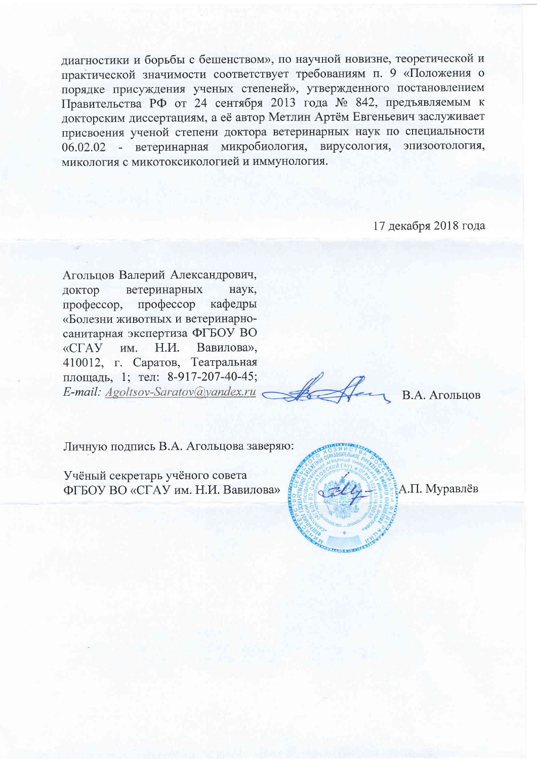диагностики и борьбы с бешенством», по научной новизне, теоретической и практической значимости соответствует требованиям п. 9 «Положения о порядке присуждения ученых степеней», утвержденного постановлением Правительства РФ от 24 сентября 2013 года № 842, предъявляемым к докторским диссертациям, а её автор Метлин Артём Евгеньевич заслуживает присвоения ученой степени доктора ветеринарных наук по специальности 06.02.02 - ветеринарная микробиология, вирусология, эпизоотология, микология с микотоксикологией и иммунология.

17 декабря 2018 года

Агольцов Валерий Александрович, доктор ветеринарных наук, профессор, профессор кафедры «Болезни животных и ветеринарно-санитарная экспертиза ФГБОУ ВО «СГАУ им. Н.И. Вавилова», 410012, г. Саратов, Театральная площадь, 1; тел: 8-917-207-40-45; *E-mail: Agoltsov-Saratov@yandex.ru*

В.А. Агольцов

Личную подпись В.А. Агольцова заверяю:

Учёный секретарь учёного совета ФГБОУ ВО «СГАУ им. Н.И. Вавилова»

А.П. Муравлёв